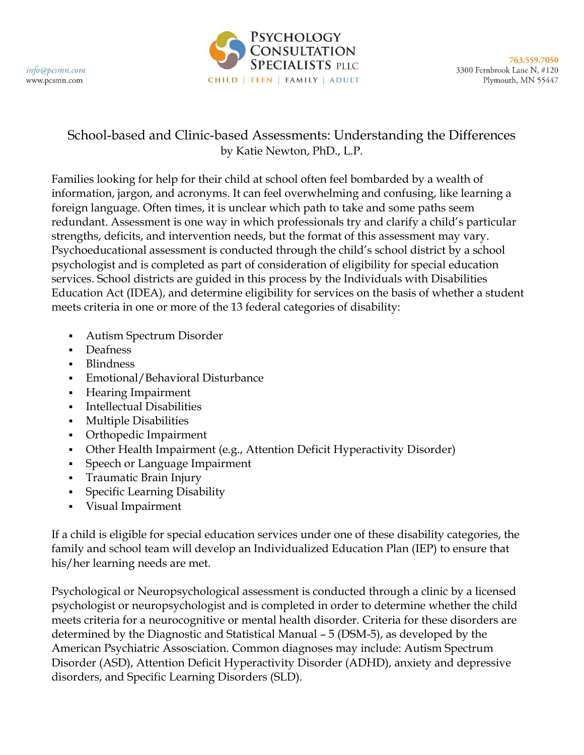info@pcsmn.com
www.pcsmn.com

**PSYCHOLOGY CONSULTATION SPECIALISTS PLLC**
CHILD | TEEN | FAMILY | ADULT

763.559.7050
3300 Fernbrook Lane N, #120
Plymouth, MN 55447

# School-based and Clinic-based Assessments: Understanding the Differences

by Katie Newton, PhD., L.P.

Families looking for help for their child at school often feel bombarded by a wealth of information, jargon, and acronyms. It can feel overwhelming and confusing, like learning a foreign language. Often times, it is unclear which path to take and some paths seem redundant. Assessment is one way in which professionals try and clarify a child's particular strengths, deficits, and intervention needs, but the format of this assessment may vary. Psychoeducational assessment is conducted through the child's school district by a school psychologist and is completed as part of consideration of eligibility for special education services. School districts are guided in this process by the Individuals with Disabilities Education Act (IDEA), and determine eligibility for services on the basis of whether a student meets criteria in one or more of the 13 federal categories of disability:

- Autism Spectrum Disorder
- Deafness
- Blindness
- Emotional/Behavioral Disturbance
- Hearing Impairment
- Intellectual Disabilities
- Multiple Disabilities
- Orthopedic Impairment
- Other Health Impairment (e.g., Attention Deficit Hyperactivity Disorder)
- Speech or Language Impairment
- Traumatic Brain Injury
- Specific Learning Disability
- Visual Impairment

If a child is eligible for special education services under one of these disability categories, the family and school team will develop an Individualized Education Plan (IEP) to ensure that his/her learning needs are met.

Psychological or Neuropsychological assessment is conducted through a clinic by a licensed psychologist or neuropsychologist and is completed in order to determine whether the child meets criteria for a neurocognitive or mental health disorder. Criteria for these disorders are determined by the Diagnostic and Statistical Manual – 5 (DSM-5), as developed by the American Psychiatric Assosciation. Common diagnoses may include: Autism Spectrum Disorder (ASD), Attention Deficit Hyperactivity Disorder (ADHD), anxiety and depressive disorders, and Specific Learning Disorders (SLD).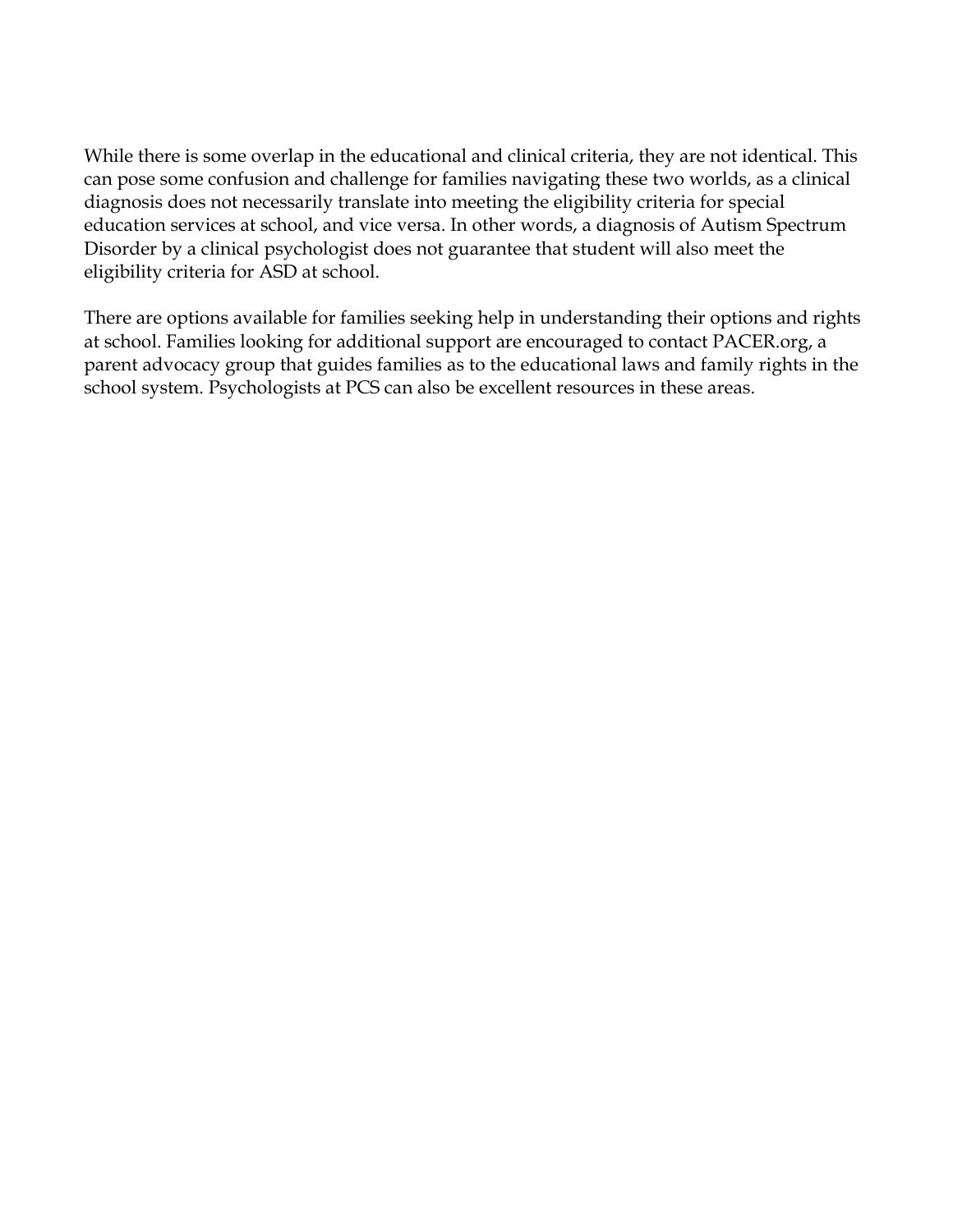While there is some overlap in the educational and clinical criteria, they are not identical. This can pose some confusion and challenge for families navigating these two worlds, as a clinical diagnosis does not necessarily translate into meeting the eligibility criteria for special education services at school, and vice versa. In other words, a diagnosis of Autism Spectrum Disorder by a clinical psychologist does not guarantee that student will also meet the eligibility criteria for ASD at school.

There are options available for families seeking help in understanding their options and rights at school. Families looking for additional support are encouraged to contact PACER.org, a parent advocacy group that guides families as to the educational laws and family rights in the school system. Psychologists at PCS can also be excellent resources in these areas.